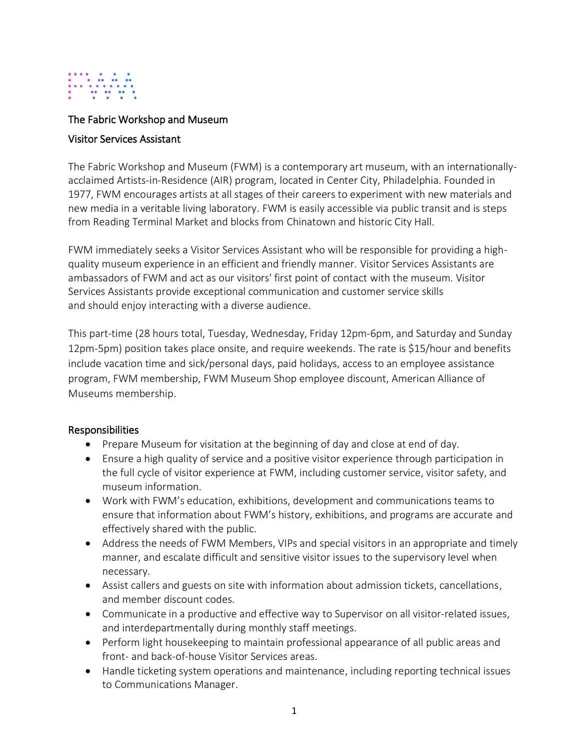The Fabric Workshop and Museum

Visitor Services Assistant

The Fabric Workshop and Museum (FWM) is a contemporary art museum, with an internationally-acclaimed Artists-in-Residence (AIR) program, located in Center City, Philadelphia. Founded in 1977, FWM encourages artists at all stages of their careers to experiment with new materials and new media in a veritable living laboratory. FWM is easily accessible via public transit and is steps from Reading Terminal Market and blocks from Chinatown and historic City Hall.

FWM immediately seeks a Visitor Services Assistant who will be responsible for providing a high-quality museum experience in an efficient and friendly manner. Visitor Services Assistants are ambassadors of FWM and act as our visitors' first point of contact with the museum. Visitor Services Assistants provide exceptional communication and customer service skills and should enjoy interacting with a diverse audience.

This part-time (28 hours total, Tuesday, Wednesday, Friday 12pm-6pm, and Saturday and Sunday 12pm-5pm) position takes place onsite, and require weekends. The rate is $15/hour and benefits include vacation time and sick/personal days, paid holidays, access to an employee assistance program, FWM membership, FWM Museum Shop employee discount, American Alliance of Museums membership.

## Responsibilities

- Prepare Museum for visitation at the beginning of day and close at end of day.
- Ensure a high quality of service and a positive visitor experience through participation in the full cycle of visitor experience at FWM, including customer service, visitor safety, and museum information.
- Work with FWM's education, exhibitions, development and communications teams to ensure that information about FWM's history, exhibitions, and programs are accurate and effectively shared with the public.
- Address the needs of FWM Members, VIPs and special visitors in an appropriate and timely manner, and escalate difficult and sensitive visitor issues to the supervisory level when necessary.
- Assist callers and guests on site with information about admission tickets, cancellations, and member discount codes.
- Communicate in a productive and effective way to Supervisor on all visitor-related issues, and interdepartmentally during monthly staff meetings.
- Perform light housekeeping to maintain professional appearance of all public areas and front- and back-of-house Visitor Services areas.
- Handle ticketing system operations and maintenance, including reporting technical issues to Communications Manager.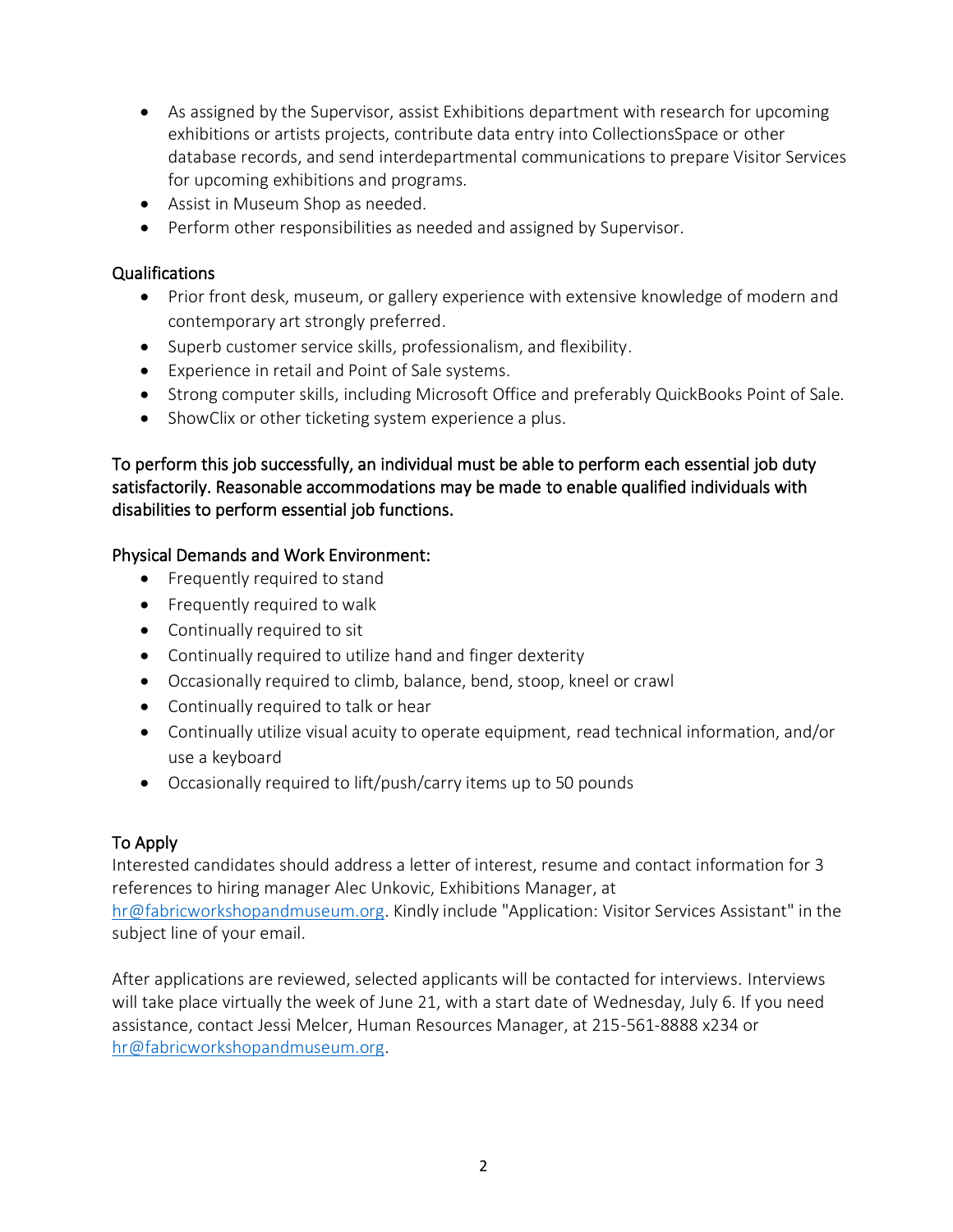- As assigned by the Supervisor, assist Exhibitions department with research for upcoming exhibitions or artists projects, contribute data entry into CollectionsSpace or other database records, and send interdepartmental communications to prepare Visitor Services for upcoming exhibitions and programs.
- Assist in Museum Shop as needed.
- Perform other responsibilities as needed and assigned by Supervisor.

## Qualifications

- Prior front desk, museum, or gallery experience with extensive knowledge of modern and contemporary art strongly preferred.
- Superb customer service skills, professionalism, and flexibility.
- Experience in retail and Point of Sale systems.
- Strong computer skills, including Microsoft Office and preferably QuickBooks Point of Sale.
- ShowClix or other ticketing system experience a plus.

To perform this job successfully, an individual must be able to perform each essential job duty satisfactorily. Reasonable accommodations may be made to enable qualified individuals with disabilities to perform essential job functions.

## Physical Demands and Work Environment:

- Frequently required to stand
- Frequently required to walk
- Continually required to sit
- Continually required to utilize hand and finger dexterity
- Occasionally required to climb, balance, bend, stoop, kneel or crawl
- Continually required to talk or hear
- Continually utilize visual acuity to operate equipment, read technical information, and/or use a keyboard
- Occasionally required to lift/push/carry items up to 50 pounds

## To Apply

Interested candidates should address a letter of interest, resume and contact information for 3 references to hiring manager Alec Unkovic, Exhibitions Manager, at hr@fabricworkshopandmuseum.org. Kindly include "Application: Visitor Services Assistant" in the subject line of your email.

After applications are reviewed, selected applicants will be contacted for interviews. Interviews will take place virtually the week of June 21, with a start date of Wednesday, July 6. If you need assistance, contact Jessi Melcer, Human Resources Manager, at 215-561-8888 x234 or hr@fabricworkshopandmuseum.org.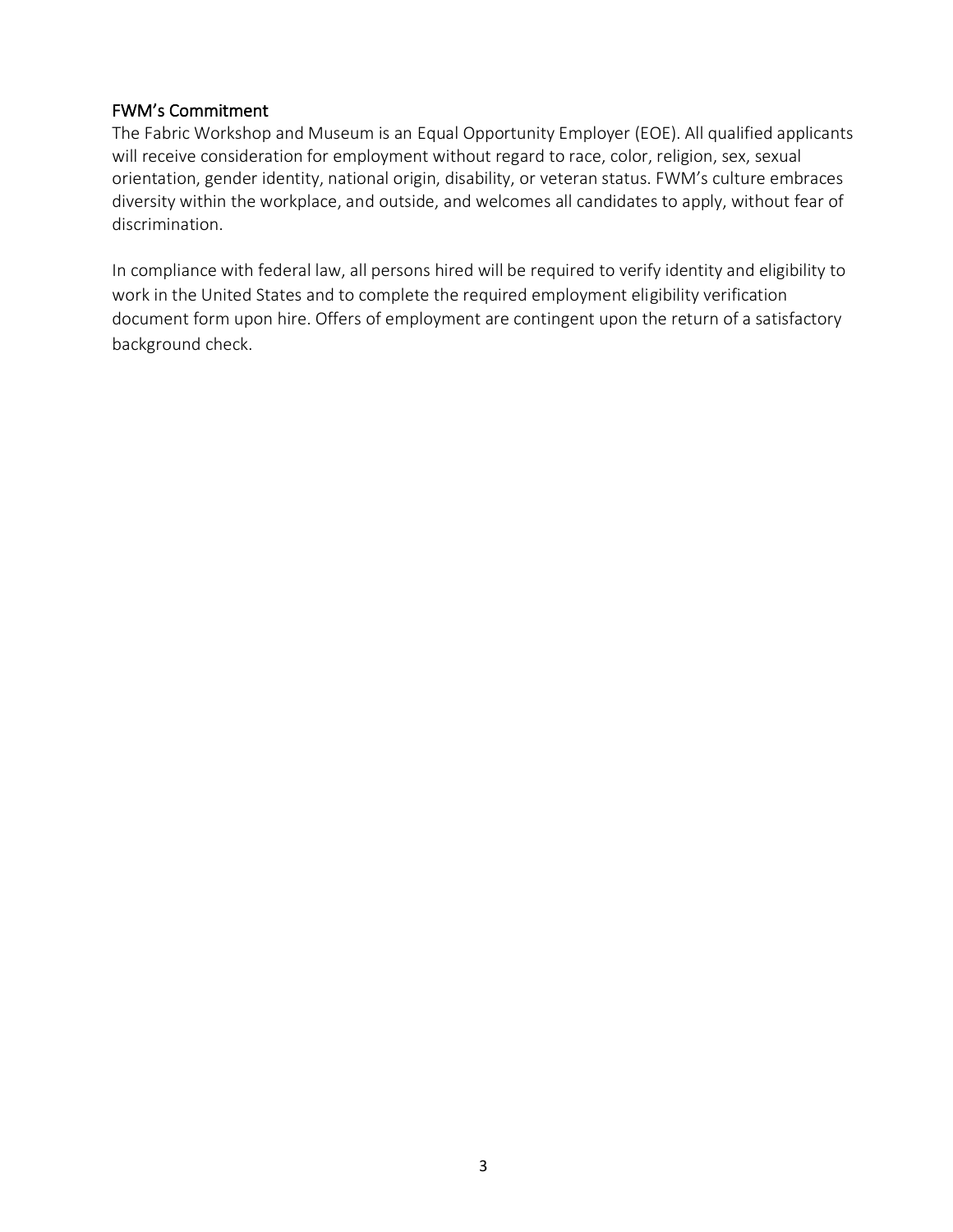## FWM's Commitment

The Fabric Workshop and Museum is an Equal Opportunity Employer (EOE). All qualified applicants will receive consideration for employment without regard to race, color, religion, sex, sexual orientation, gender identity, national origin, disability, or veteran status. FWM's culture embraces diversity within the workplace, and outside, and welcomes all candidates to apply, without fear of discrimination.

In compliance with federal law, all persons hired will be required to verify identity and eligibility to work in the United States and to complete the required employment eligibility verification document form upon hire. Offers of employment are contingent upon the return of a satisfactory background check.